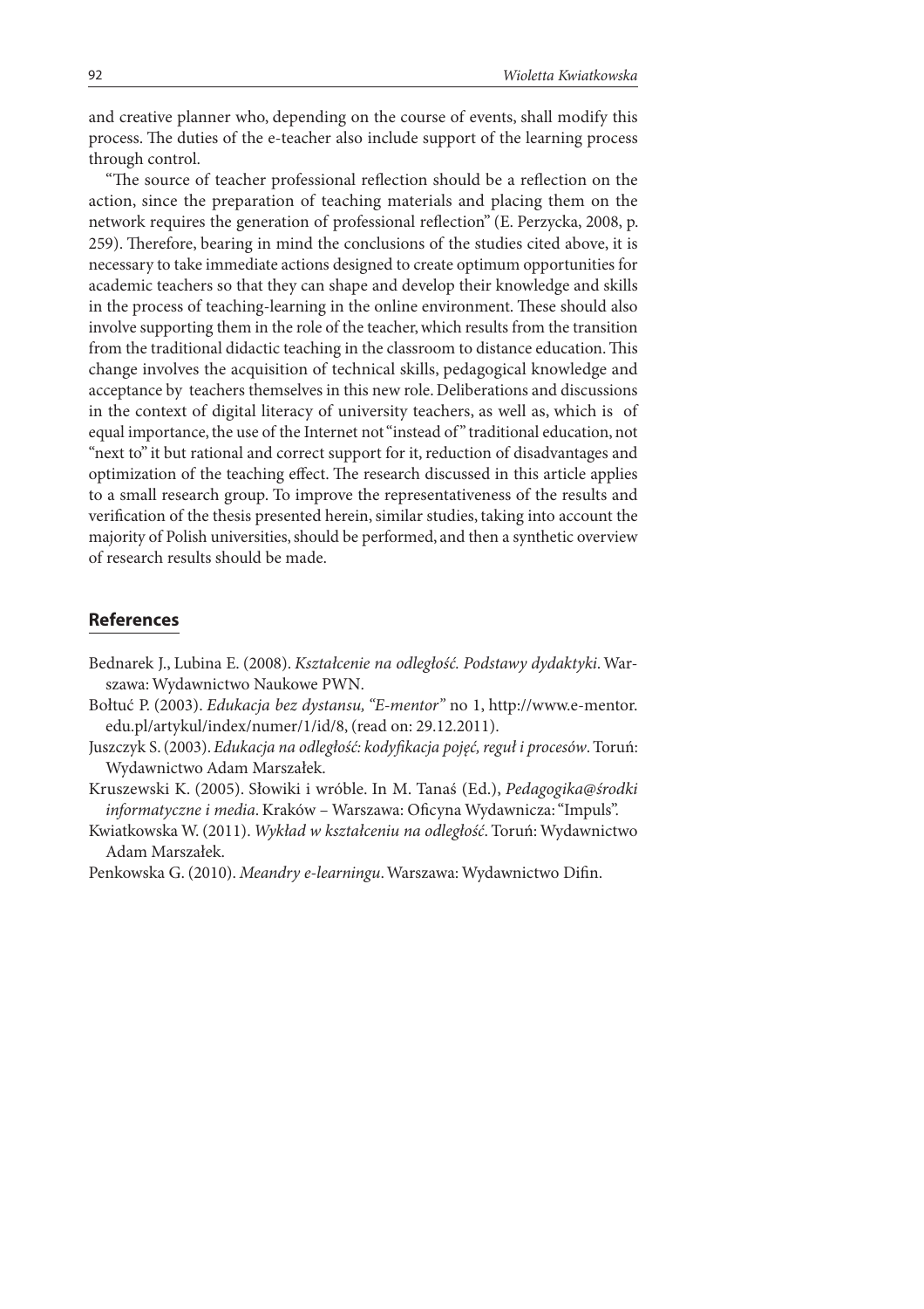and creative planner who, depending on the course of events, shall modify this process. The duties of the e-teacher also include support of the learning process through control.

"The source of teacher professional reflection should be a reflection on the action, since the preparation of teaching materials and placing them on the network requires the generation of professional reflection" (E. Perzycka, 2008, p. 259). Therefore, bearing in mind the conclusions of the studies cited above, it is necessary to take immediate actions designed to create optimum opportunities for academic teachers so that they can shape and develop their knowledge and skills in the process of teaching-learning in the online environment. These should also involve supporting them in the role of the teacher, which results from the transition from the traditional didactic teaching in the classroom to distance education. This change involves the acquisition of technical skills, pedagogical knowledge and acceptance by teachers themselves in this new role. Deliberations and discussions in the context of digital literacy of university teachers, as well as, which is of equal importance, the use of the Internet not "instead of" traditional education, not "next to" it but rational and correct support for it, reduction of disadvantages and optimization of the teaching effect. The research discussed in this article applies to a small research group. To improve the representativeness of the results and verification of the thesis presented herein, similar studies, taking into account the majority of Polish universities, should be performed, and then a synthetic overview of research results should be made.

## References

Bednarek J., Lubina E. (2008). *Kształcenie na odległość. Podstawy dydaktyki*. Warszawa: Wydawnictwo Naukowe PWN.

Bołtuć P. (2003). *Edukacja bez dystansu, "E-mentor"* no 1, http://www.e-mentor.edu.pl/artykul/index/numer/1/id/8, (read on: 29.12.2011).

Juszczyk S. (2003). *Edukacja na odległość: kodyfikacja pojęć, reguł i procesów*. Toruń: Wydawnictwo Adam Marszałek.

Kruszewski K. (2005). Słowiki i wróble. In M. Tanaś (Ed.), *Pedagogika@środki informatyczne i media*. Kraków – Warszawa: Oficyna Wydawnicza: "Impuls".

Kwiatkowska W. (2011). *Wykład w kształceniu na odległość*. Toruń: Wydawnictwo Adam Marszałek.

Penkowska G. (2010). *Meandry e-learningu*. Warszawa: Wydawnictwo Difin.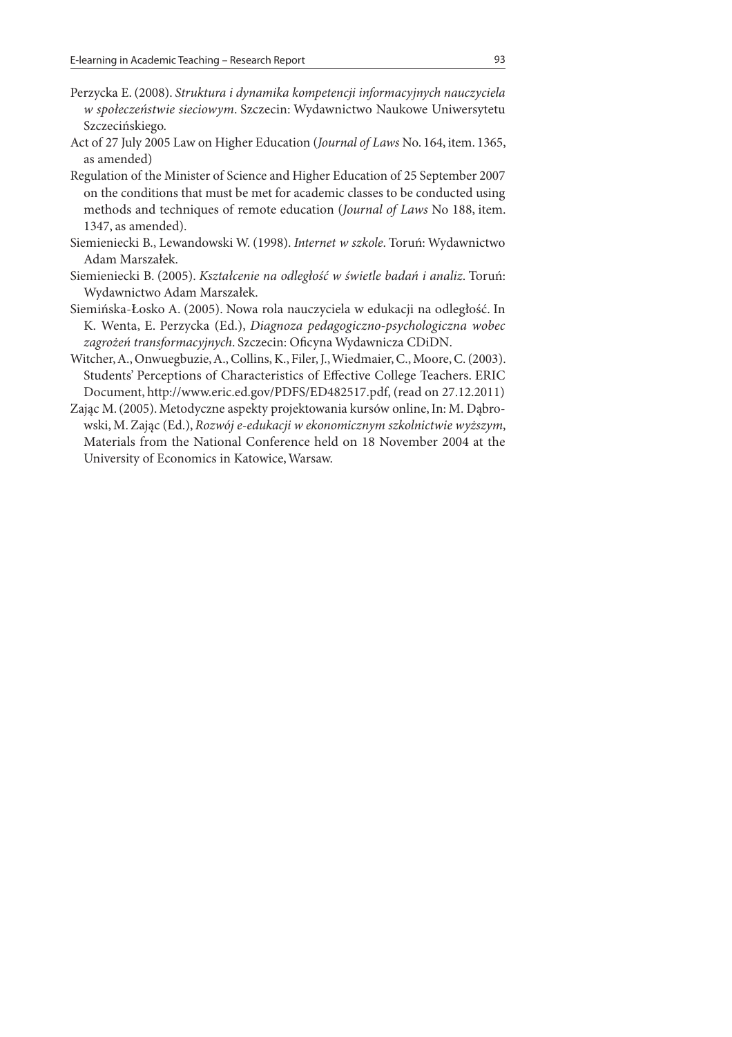Perzycka E. (2008). *Struktura i dynamika kompetencji informacyjnych nauczyciela w społeczeństwie sieciowym*. Szczecin: Wydawnictwo Naukowe Uniwersytetu Szczecińskiego.

Act of 27 July 2005 Law on Higher Education (*Journal of Laws* No. 164, item. 1365, as amended)

Regulation of the Minister of Science and Higher Education of 25 September 2007 on the conditions that must be met for academic classes to be conducted using methods and techniques of remote education (*Journal of Laws* No 188, item. 1347, as amended).

Siemieniecki B., Lewandowski W. (1998). *Internet w szkole*. Toruń: Wydawnictwo Adam Marszałek.

Siemieniecki B. (2005). *Kształcenie na odległość w świetle badań i analiz*. Toruń: Wydawnictwo Adam Marszałek.

Siemińska-Łosko A. (2005). Nowa rola nauczyciela w edukacji na odległość. In K. Wenta, E. Perzycka (Ed.), *Diagnoza pedagogiczno-psychologiczna wobec zagrożeń transformacyjnych*. Szczecin: Oficyna Wydawnicza CDiDN.

Witcher, A., Onwuegbuzie, A., Collins, K., Filer, J., Wiedmaier, C., Moore, C. (2003). Students' Perceptions of Characteristics of Effective College Teachers. ERIC Document, http://www.eric.ed.gov/PDFS/ED482517.pdf, (read on 27.12.2011)

Zając M. (2005). Metodyczne aspekty projektowania kursów online, In: M. Dąbrowski, M. Zając (Ed.), *Rozwój e-edukacji w ekonomicznym szkolnictwie wyższym*, Materials from the National Conference held on 18 November 2004 at the University of Economics in Katowice, Warsaw.